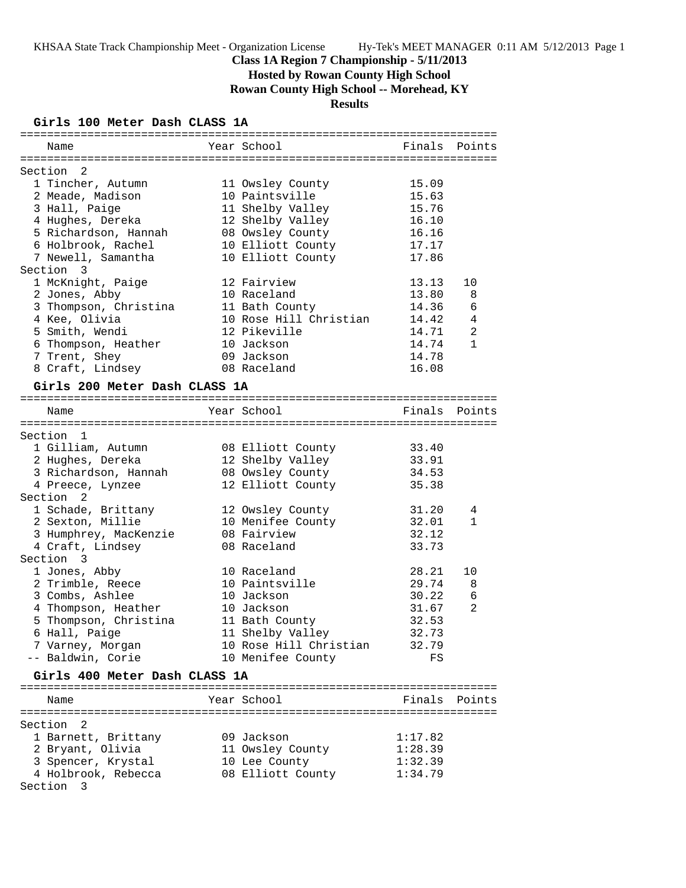KHSAA State Track Championship Meet - Organization License Hy-Tek's MEET MANAGER 0:11 AM 5/12/2013 Page 1

# Class 1A Region 7 Championship - 5/11/2013

## Hosted by Rowan County High School

## Rowan County High School -- Morehead, KY

## Results

### Girls 100 Meter Dash CLASS 1A

| Place | Name | Year | School | Finals | Points |
|---|---|---|---|---|---|
| **Section 2** | | | | | |
| 1 | Tincher, Autumn | 11 | Owsley County | 15.09 | |
| 2 | Meade, Madison | 10 | Paintsville | 15.63 | |
| 3 | Hall, Paige | 11 | Shelby Valley | 15.76 | |
| 4 | Hughes, Dereka | 12 | Shelby Valley | 16.10 | |
| 5 | Richardson, Hannah | 08 | Owsley County | 16.16 | |
| 6 | Holbrook, Rachel | 10 | Elliott County | 17.17 | |
| 7 | Newell, Samantha | 10 | Elliott County | 17.86 | |
| **Section 3** | | | | | |
| 1 | McKnight, Paige | 12 | Fairview | 13.13 | 10 |
| 2 | Jones, Abby | 10 | Raceland | 13.80 | 8 |
| 3 | Thompson, Christina | 11 | Bath County | 14.36 | 6 |
| 4 | Kee, Olivia | 10 | Rose Hill Christian | 14.42 | 4 |
| 5 | Smith, Wendi | 12 | Pikeville | 14.71 | 2 |
| 6 | Thompson, Heather | 10 | Jackson | 14.74 | 1 |
| 7 | Trent, Shey | 09 | Jackson | 14.78 | |
| 8 | Craft, Lindsey | 08 | Raceland | 16.08 | |

### Girls 200 Meter Dash CLASS 1A

| Place | Name | Year | School | Finals | Points |
|---|---|---|---|---|---|
| **Section 1** | | | | | |
| 1 | Gilliam, Autumn | 08 | Elliott County | 33.40 | |
| 2 | Hughes, Dereka | 12 | Shelby Valley | 33.91 | |
| 3 | Richardson, Hannah | 08 | Owsley County | 34.53 | |
| 4 | Preece, Lynzee | 12 | Elliott County | 35.38 | |
| **Section 2** | | | | | |
| 1 | Schade, Brittany | 12 | Owsley County | 31.20 | 4 |
| 2 | Sexton, Millie | 10 | Menifee County | 32.01 | 1 |
| 3 | Humphrey, MacKenzie | 08 | Fairview | 32.12 | |
| 4 | Craft, Lindsey | 08 | Raceland | 33.73 | |
| **Section 3** | | | | | |
| 1 | Jones, Abby | 10 | Raceland | 28.21 | 10 |
| 2 | Trimble, Reece | 10 | Paintsville | 29.74 | 8 |
| 3 | Combs, Ashlee | 10 | Jackson | 30.22 | 6 |
| 4 | Thompson, Heather | 10 | Jackson | 31.67 | 2 |
| 5 | Thompson, Christina | 11 | Bath County | 32.53 | |
| 6 | Hall, Paige | 11 | Shelby Valley | 32.73 | |
| 7 | Varney, Morgan | 10 | Rose Hill Christian | 32.79 | |
| -- | Baldwin, Corie | 10 | Menifee County | FS | |

### Girls 400 Meter Dash CLASS 1A

| Place | Name | Year | School | Finals | Points |
|---|---|---|---|---|---|
| **Section 2** | | | | | |
| 1 | Barnett, Brittany | 09 | Jackson | 1:17.82 | |
| 2 | Bryant, Olivia | 11 | Owsley County | 1:28.39 | |
| 3 | Spencer, Krystal | 10 | Lee County | 1:32.39 | |
| 4 | Holbrook, Rebecca | 08 | Elliott County | 1:34.79 | |
| **Section 3** | | | | | |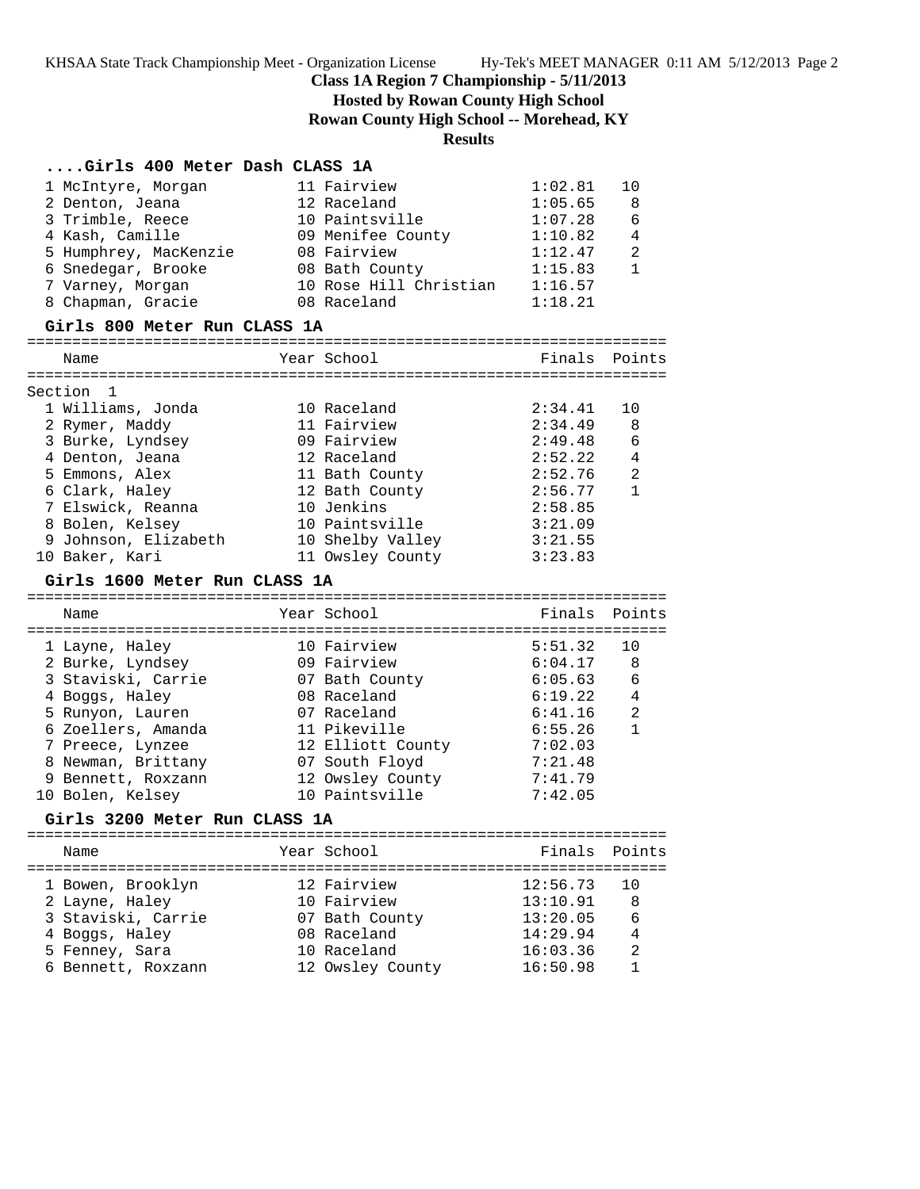**Class 1A Region 7 Championship - 5/11/2013**

**Hosted by Rowan County High School**

**Rowan County High School -- Morehead, KY**

**Results**

### ....Girls 400 Meter Dash CLASS 1A

| Place | Name | Year | School | Finals | Points |
|---|---|---|---|---|---|
| 1 | McIntyre, Morgan | 11 | Fairview | 1:02.81 | 10 |
| 2 | Denton, Jeana | 12 | Raceland | 1:05.65 | 8 |
| 3 | Trimble, Reece | 10 | Paintsville | 1:07.28 | 6 |
| 4 | Kash, Camille | 09 | Menifee County | 1:10.82 | 4 |
| 5 | Humphrey, MacKenzie | 08 | Fairview | 1:12.47 | 2 |
| 6 | Snedegar, Brooke | 08 | Bath County | 1:15.83 | 1 |
| 7 | Varney, Morgan | 10 | Rose Hill Christian | 1:16.57 | |
| 8 | Chapman, Gracie | 08 | Raceland | 1:18.21 | |

### Girls 800 Meter Run CLASS 1A

Section 1

| Place | Name | Year | School | Finals | Points |
|---|---|---|---|---|---|
| 1 | Williams, Jonda | 10 | Raceland | 2:34.41 | 10 |
| 2 | Rymer, Maddy | 11 | Fairview | 2:34.49 | 8 |
| 3 | Burke, Lyndsey | 09 | Fairview | 2:49.48 | 6 |
| 4 | Denton, Jeana | 12 | Raceland | 2:52.22 | 4 |
| 5 | Emmons, Alex | 11 | Bath County | 2:52.76 | 2 |
| 6 | Clark, Haley | 12 | Bath County | 2:56.77 | 1 |
| 7 | Elswick, Reanna | 10 | Jenkins | 2:58.85 | |
| 8 | Bolen, Kelsey | 10 | Paintsville | 3:21.09 | |
| 9 | Johnson, Elizabeth | 10 | Shelby Valley | 3:21.55 | |
| 10 | Baker, Kari | 11 | Owsley County | 3:23.83 | |

### Girls 1600 Meter Run CLASS 1A

| Place | Name | Year | School | Finals | Points |
|---|---|---|---|---|---|
| 1 | Layne, Haley | 10 | Fairview | 5:51.32 | 10 |
| 2 | Burke, Lyndsey | 09 | Fairview | 6:04.17 | 8 |
| 3 | Staviski, Carrie | 07 | Bath County | 6:05.63 | 6 |
| 4 | Boggs, Haley | 08 | Raceland | 6:19.22 | 4 |
| 5 | Runyon, Lauren | 07 | Raceland | 6:41.16 | 2 |
| 6 | Zoellers, Amanda | 11 | Pikeville | 6:55.26 | 1 |
| 7 | Preece, Lynzee | 12 | Elliott County | 7:02.03 | |
| 8 | Newman, Brittany | 07 | South Floyd | 7:21.48 | |
| 9 | Bennett, Roxzann | 12 | Owsley County | 7:41.79 | |
| 10 | Bolen, Kelsey | 10 | Paintsville | 7:42.05 | |

### Girls 3200 Meter Run CLASS 1A

| Place | Name | Year | School | Finals | Points |
|---|---|---|---|---|---|
| 1 | Bowen, Brooklyn | 12 | Fairview | 12:56.73 | 10 |
| 2 | Layne, Haley | 10 | Fairview | 13:10.91 | 8 |
| 3 | Staviski, Carrie | 07 | Bath County | 13:20.05 | 6 |
| 4 | Boggs, Haley | 08 | Raceland | 14:29.94 | 4 |
| 5 | Fenney, Sara | 10 | Raceland | 16:03.36 | 2 |
| 6 | Bennett, Roxzann | 12 | Owsley County | 16:50.98 | 1 |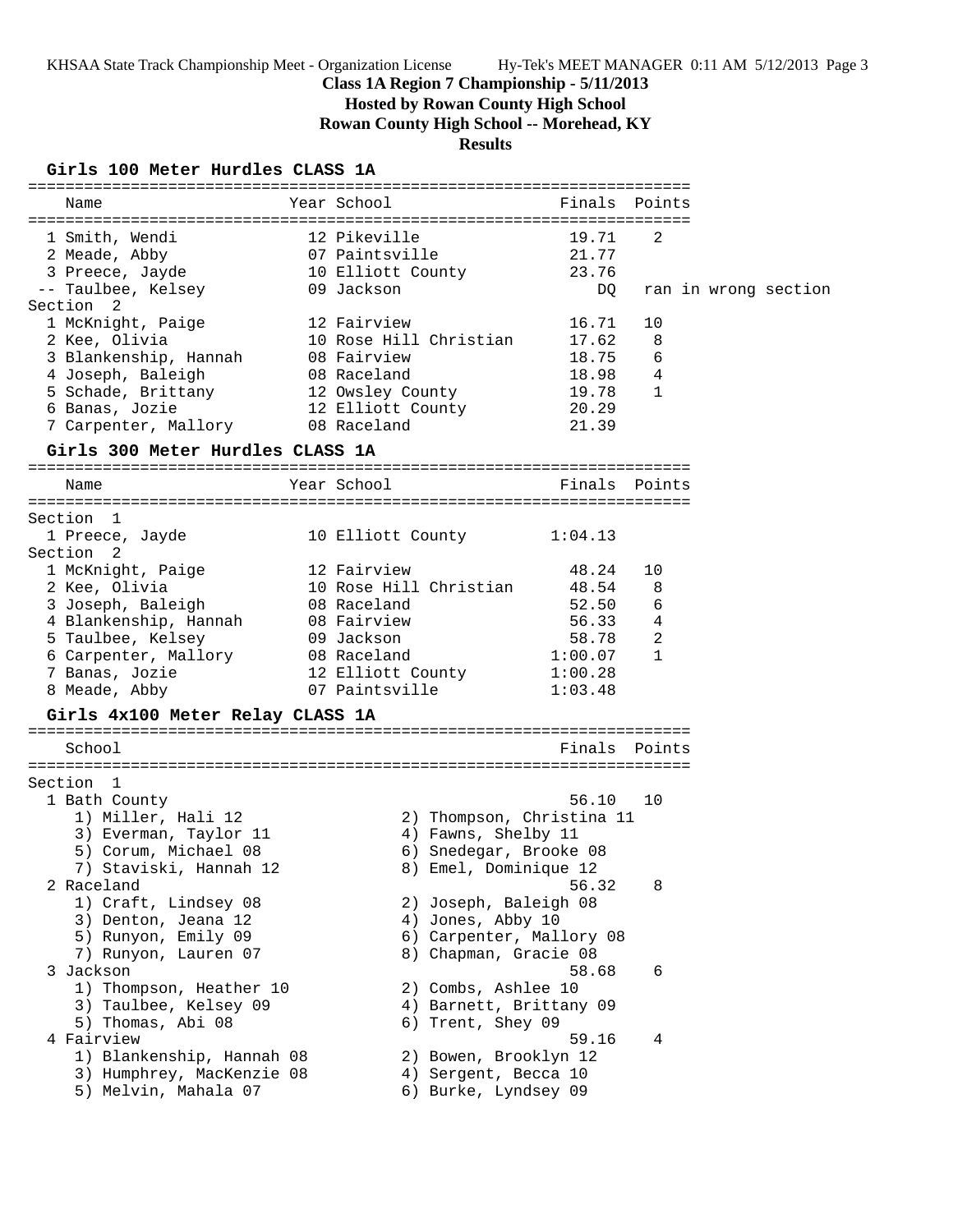KHSAA State Track Championship Meet - Organization License    Hy-Tek's MEET MANAGER 0:11 AM 5/12/2013 Page 3

**Class 1A Region 7 Championship - 5/11/2013**

**Hosted by Rowan County High School**

**Rowan County High School -- Morehead, KY**

**Results**

### Girls 100 Meter Hurdles CLASS 1A

| Place | Name | Year | School | Finals | Points | Note |
|---|---|---|---|---|---|---|
| 1 | Smith, Wendi | 12 | Pikeville | 19.71 | 2 | |
| 2 | Meade, Abby | 07 | Paintsville | 21.77 | | |
| 3 | Preece, Jayde | 10 | Elliott County | 23.76 | | |
| -- | Taulbee, Kelsey | 09 | Jackson | DQ | | ran in wrong section |
| **Section 2** | | | | | | |
| 1 | McKnight, Paige | 12 | Fairview | 16.71 | 10 | |
| 2 | Kee, Olivia | 10 | Rose Hill Christian | 17.62 | 8 | |
| 3 | Blankenship, Hannah | 08 | Fairview | 18.75 | 6 | |
| 4 | Joseph, Baleigh | 08 | Raceland | 18.98 | 4 | |
| 5 | Schade, Brittany | 12 | Owsley County | 19.78 | 1 | |
| 6 | Banas, Jozie | 12 | Elliott County | 20.29 | | |
| 7 | Carpenter, Mallory | 08 | Raceland | 21.39 | | |

### Girls 300 Meter Hurdles CLASS 1A

| Place | Name | Year | School | Finals | Points |
|---|---|---|---|---|---|
| **Section 1** | | | | | |
| 1 | Preece, Jayde | 10 | Elliott County | 1:04.13 | |
| **Section 2** | | | | | |
| 1 | McKnight, Paige | 12 | Fairview | 48.24 | 10 |
| 2 | Kee, Olivia | 10 | Rose Hill Christian | 48.54 | 8 |
| 3 | Joseph, Baleigh | 08 | Raceland | 52.50 | 6 |
| 4 | Blankenship, Hannah | 08 | Fairview | 56.33 | 4 |
| 5 | Taulbee, Kelsey | 09 | Jackson | 58.78 | 2 |
| 6 | Carpenter, Mallory | 08 | Raceland | 1:00.07 | 1 |
| 7 | Banas, Jozie | 12 | Elliott County | 1:00.28 | |
| 8 | Meade, Abby | 07 | Paintsville | 1:03.48 | |

### Girls 4x100 Meter Relay CLASS 1A

| Place | School | Finals | Points |
|---|---|---|---|
| **Section 1** | | | |
| 1 | Bath County | 56.10 | 10 |
| | 1) Miller, Hali 12; 2) Thompson, Christina 11; 3) Everman, Taylor 11; 4) Fawns, Shelby 11; 5) Corum, Michael 08; 6) Snedegar, Brooke 08; 7) Staviski, Hannah 12; 8) Emel, Dominique 12 | | |
| 2 | Raceland | 56.32 | 8 |
| | 1) Craft, Lindsey 08; 2) Joseph, Baleigh 08; 3) Denton, Jeana 12; 4) Jones, Abby 10; 5) Runyon, Emily 09; 6) Carpenter, Mallory 08; 7) Runyon, Lauren 07; 8) Chapman, Gracie 08 | | |
| 3 | Jackson | 58.68 | 6 |
| | 1) Thompson, Heather 10; 2) Combs, Ashlee 10; 3) Taulbee, Kelsey 09; 4) Barnett, Brittany 09; 5) Thomas, Abi 08; 6) Trent, Shey 09 | | |
| 4 | Fairview | 59.16 | 4 |
| | 1) Blankenship, Hannah 08; 2) Bowen, Brooklyn 12; 3) Humphrey, MacKenzie 08; 4) Sergent, Becca 10; 5) Melvin, Mahala 07; 6) Burke, Lyndsey 09 | | |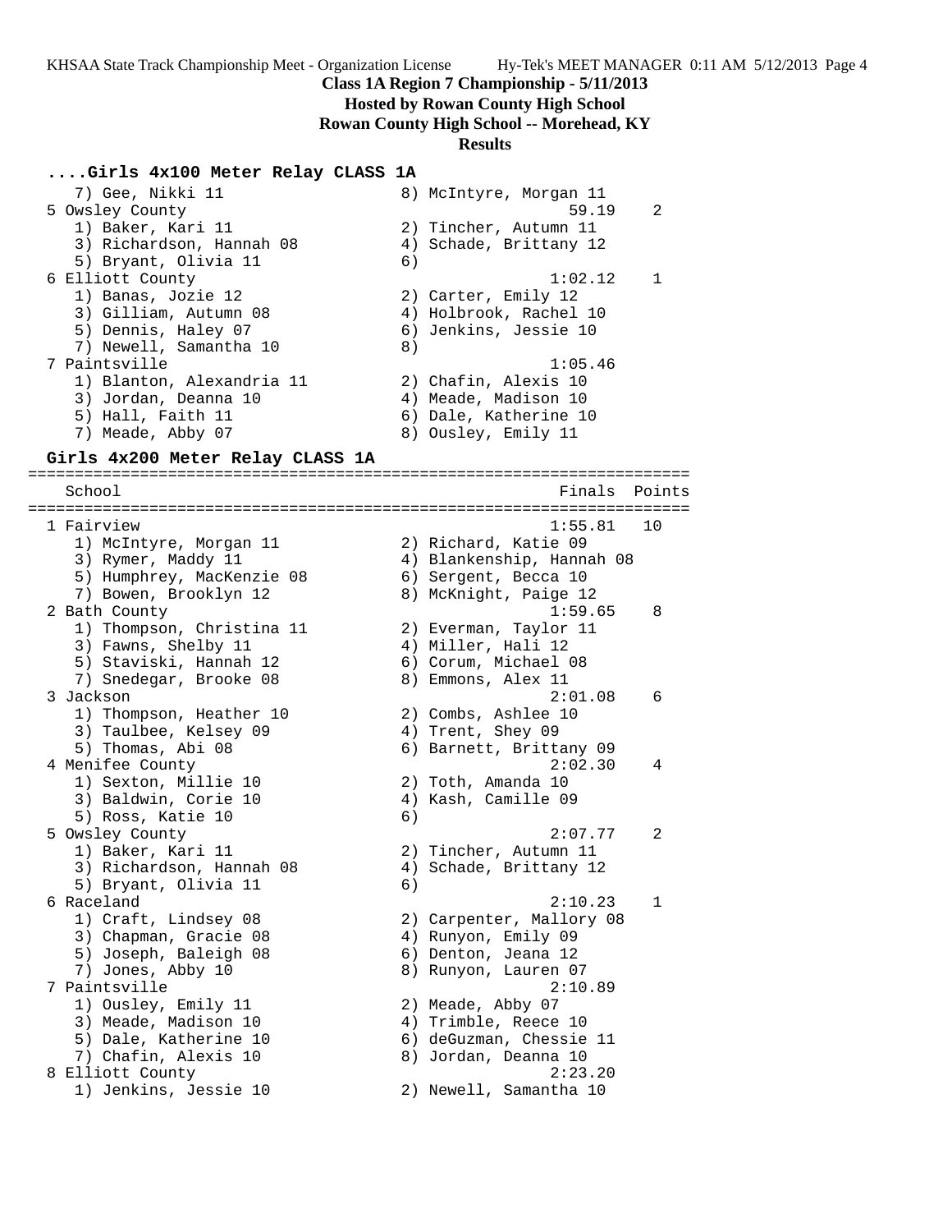Class 1A Region 7 Championship - 5/11/2013

Hosted by Rowan County High School

Rowan County High School -- Morehead, KY

Results

#### ....Girls 4x100 Meter Relay CLASS 1A

```
    7) Gee, Nikki 11                  8) McIntyre, Morgan 11
  5 Owsley County                                 59.19    2
    1) Baker, Kari 11                 2) Tincher, Autumn 11
    3) Richardson, Hannah 08          4) Schade, Brittany 12
    5) Bryant, Olivia 11              6)
  6 Elliott County                               1:02.12    1
    1) Banas, Jozie 12                2) Carter, Emily 12
    3) Gilliam, Autumn 08             4) Holbrook, Rachel 10
    5) Dennis, Haley 07               6) Jenkins, Jessie 10
    7) Newell, Samantha 10            8)
  7 Paintsville                                  1:05.46
    1) Blanton, Alexandria 11         2) Chafin, Alexis 10
    3) Jordan, Deanna 10              4) Meade, Madison 10
    5) Hall, Faith 11                 6) Dale, Katherine 10
    7) Meade, Abby 07                 8) Ousley, Emily 11
```

#### Girls 4x200 Meter Relay CLASS 1A

```
=======================================================================
    School                                            Finals  Points
=======================================================================
  1 Fairview                                     1:55.81   10
    1) McIntyre, Morgan 11            2) Richard, Katie 09
    3) Rymer, Maddy 11                4) Blankenship, Hannah 08
    5) Humphrey, MacKenzie 08         6) Sergent, Becca 10
    7) Bowen, Brooklyn 12             8) McKnight, Paige 12
  2 Bath County                                  1:59.65    8
    1) Thompson, Christina 11         2) Everman, Taylor 11
    3) Fawns, Shelby 11               4) Miller, Hali 12
    5) Staviski, Hannah 12            6) Corum, Michael 08
    7) Snedegar, Brooke 08            8) Emmons, Alex 11
  3 Jackson                                      2:01.08    6
    1) Thompson, Heather 10           2) Combs, Ashlee 10
    3) Taulbee, Kelsey 09             4) Trent, Shey 09
    5) Thomas, Abi 08                 6) Barnett, Brittany 09
  4 Menifee County                               2:02.30    4
    1) Sexton, Millie 10              2) Toth, Amanda 10
    3) Baldwin, Corie 10              4) Kash, Camille 09
    5) Ross, Katie 10                 6)
  5 Owsley County                                2:07.77    2
    1) Baker, Kari 11                 2) Tincher, Autumn 11
    3) Richardson, Hannah 08          4) Schade, Brittany 12
    5) Bryant, Olivia 11              6)
  6 Raceland                                     2:10.23    1
    1) Craft, Lindsey 08              2) Carpenter, Mallory 08
    3) Chapman, Gracie 08             4) Runyon, Emily 09
    5) Joseph, Baleigh 08             6) Denton, Jeana 12
    7) Jones, Abby 10                 8) Runyon, Lauren 07
  7 Paintsville                                  2:10.89
    1) Ousley, Emily 11               2) Meade, Abby 07
    3) Meade, Madison 10              4) Trimble, Reece 10
    5) Dale, Katherine 10             6) deGuzman, Chessie 11
    7) Chafin, Alexis 10              8) Jordan, Deanna 10
  8 Elliott County                               2:23.20
    1) Jenkins, Jessie 10             2) Newell, Samantha 10
```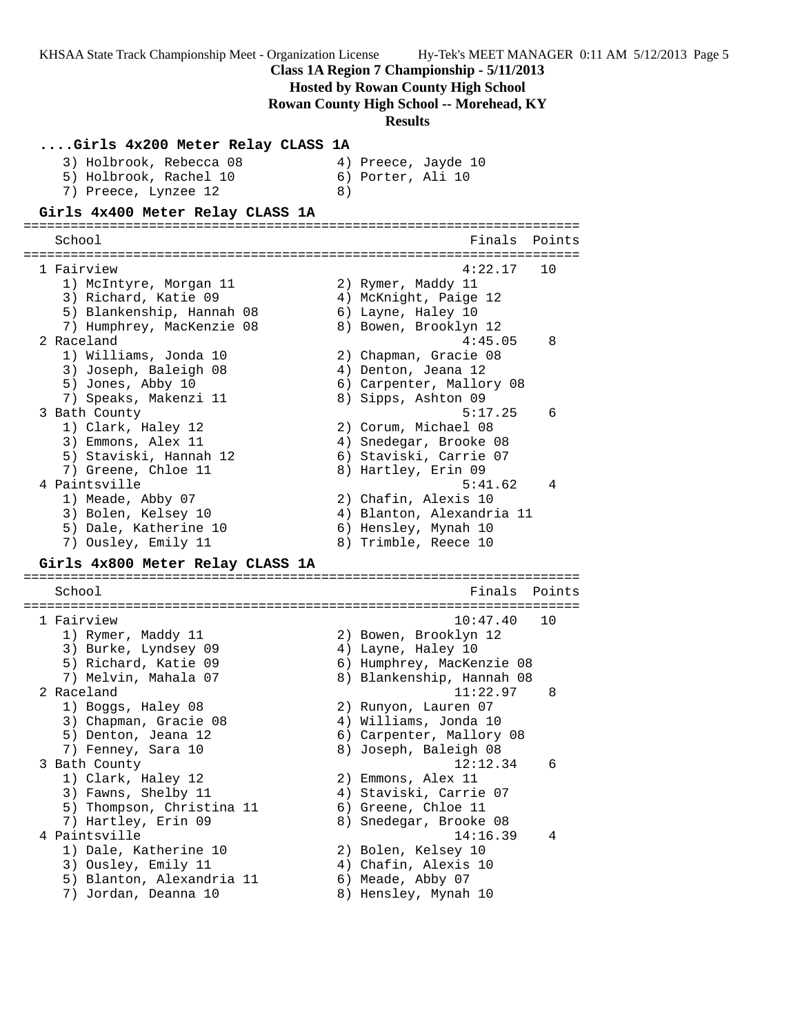**Class 1A Region 7 Championship - 5/11/2013**

**Hosted by Rowan County High School**

**Rowan County High School -- Morehead, KY**

**Results**

### ....Girls 4x200 Meter Relay CLASS 1A

```
    3) Holbrook, Rebecca 08          4) Preece, Jayde 10
    5) Holbrook, Rachel 10           6) Porter, Ali 10
    7) Preece, Lynzee 12             8)
```

### Girls 4x400 Meter Relay CLASS 1A

```
=======================================================================
    School                                            Finals  Points
=======================================================================
  1 Fairview                                         4:22.17   10
    1) McIntyre, Morgan 11           2) Rymer, Maddy 11
    3) Richard, Katie 09             4) McKnight, Paige 12
    5) Blankenship, Hannah 08        6) Layne, Haley 10
    7) Humphrey, MacKenzie 08        8) Bowen, Brooklyn 12
  2 Raceland                                         4:45.05    8
    1) Williams, Jonda 10            2) Chapman, Gracie 08
    3) Joseph, Baleigh 08            4) Denton, Jeana 12
    5) Jones, Abby 10                6) Carpenter, Mallory 08
    7) Speaks, Makenzi 11            8) Sipps, Ashton 09
  3 Bath County                                      5:17.25    6
    1) Clark, Haley 12               2) Corum, Michael 08
    3) Emmons, Alex 11               4) Snedegar, Brooke 08
    5) Staviski, Hannah 12           6) Staviski, Carrie 07
    7) Greene, Chloe 11              8) Hartley, Erin 09
  4 Paintsville                                      5:41.62    4
    1) Meade, Abby 07                2) Chafin, Alexis 10
    3) Bolen, Kelsey 10              4) Blanton, Alexandria 11
    5) Dale, Katherine 10            6) Hensley, Mynah 10
    7) Ousley, Emily 11              8) Trimble, Reece 10
```

### Girls 4x800 Meter Relay CLASS 1A

```
=======================================================================
    School                                            Finals  Points
=======================================================================
  1 Fairview                                        10:47.40   10
    1) Rymer, Maddy 11               2) Bowen, Brooklyn 12
    3) Burke, Lyndsey 09             4) Layne, Haley 10
    5) Richard, Katie 09             6) Humphrey, MacKenzie 08
    7) Melvin, Mahala 07             8) Blankenship, Hannah 08
  2 Raceland                                        11:22.97    8
    1) Boggs, Haley 08               2) Runyon, Lauren 07
    3) Chapman, Gracie 08            4) Williams, Jonda 10
    5) Denton, Jeana 12              6) Carpenter, Mallory 08
    7) Fenney, Sara 10               8) Joseph, Baleigh 08
  3 Bath County                                     12:12.34    6
    1) Clark, Haley 12               2) Emmons, Alex 11
    3) Fawns, Shelby 11              4) Staviski, Carrie 07
    5) Thompson, Christina 11        6) Greene, Chloe 11
    7) Hartley, Erin 09              8) Snedegar, Brooke 08
  4 Paintsville                                     14:16.39    4
    1) Dale, Katherine 10            2) Bolen, Kelsey 10
    3) Ousley, Emily 11              4) Chafin, Alexis 10
    5) Blanton, Alexandria 11        6) Meade, Abby 07
    7) Jordan, Deanna 10             8) Hensley, Mynah 10
```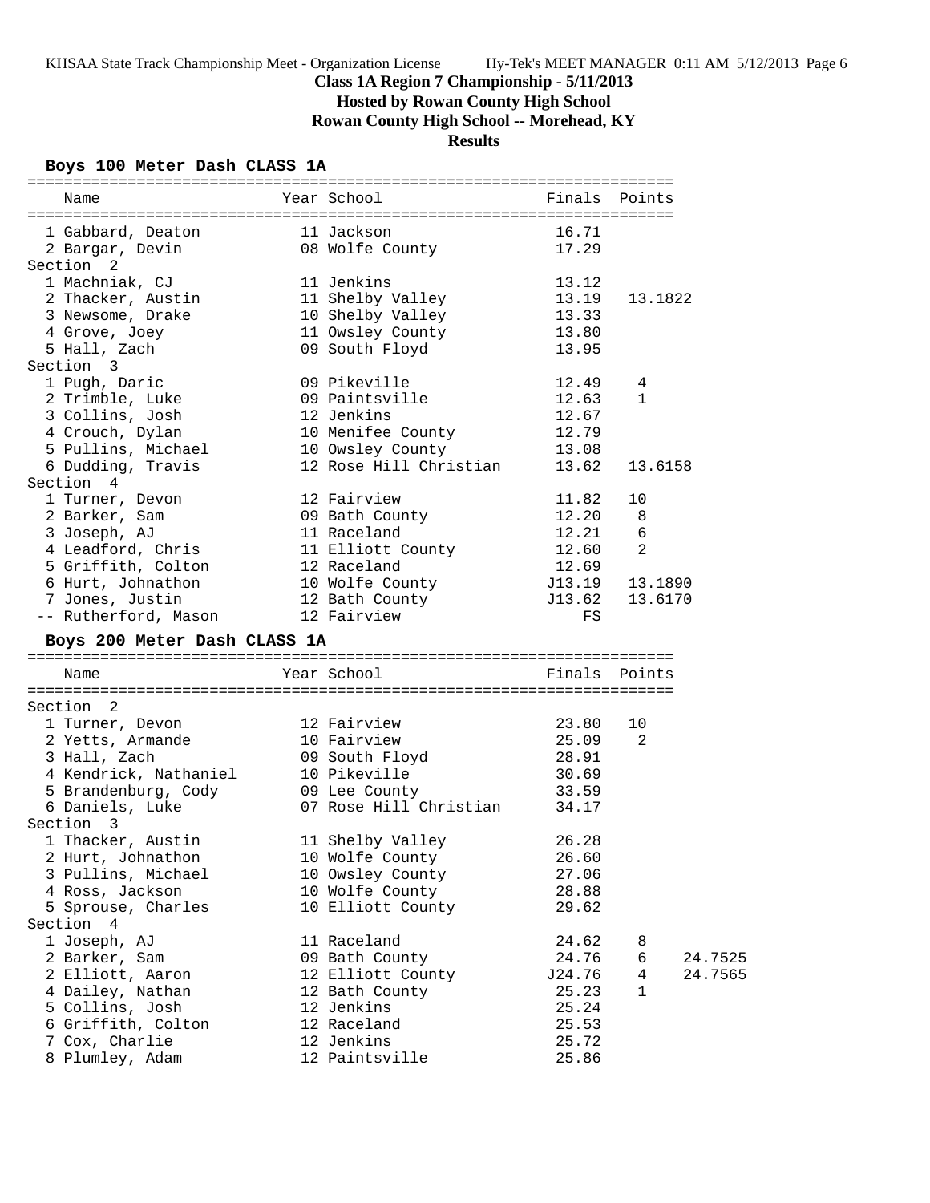KHSAA State Track Championship Meet - Organization License    Hy-Tek's MEET MANAGER 0:11 AM 5/12/2013 Page 6

## Class 1A Region 7 Championship - 5/11/2013

### Hosted by Rowan County High School

### Rowan County High School -- Morehead, KY

### Results

#### Boys 100 Meter Dash CLASS 1A

| Name | Year | School | Finals | Points | |
|---|---|---|---|---|---|
| 1 Gabbard, Deaton | 11 | Jackson | 16.71 | | |
| 2 Bargar, Devin | 08 | Wolfe County | 17.29 | | |
| **Section 2** | | | | | |
| 1 Machniak, CJ | 11 | Jenkins | 13.12 | | |
| 2 Thacker, Austin | 11 | Shelby Valley | 13.19 | 13.1822 | |
| 3 Newsome, Drake | 10 | Shelby Valley | 13.33 | | |
| 4 Grove, Joey | 11 | Owsley County | 13.80 | | |
| 5 Hall, Zach | 09 | South Floyd | 13.95 | | |
| **Section 3** | | | | | |
| 1 Pugh, Daric | 09 | Pikeville | 12.49 | 4 | |
| 2 Trimble, Luke | 09 | Paintsville | 12.63 | 1 | |
| 3 Collins, Josh | 12 | Jenkins | 12.67 | | |
| 4 Crouch, Dylan | 10 | Menifee County | 12.79 | | |
| 5 Pullins, Michael | 10 | Owsley County | 13.08 | | |
| 6 Dudding, Travis | 12 | Rose Hill Christian | 13.62 | 13.6158 | |
| **Section 4** | | | | | |
| 1 Turner, Devon | 12 | Fairview | 11.82 | 10 | |
| 2 Barker, Sam | 09 | Bath County | 12.20 | 8 | |
| 3 Joseph, AJ | 11 | Raceland | 12.21 | 6 | |
| 4 Leadford, Chris | 11 | Elliott County | 12.60 | 2 | |
| 5 Griffith, Colton | 12 | Raceland | 12.69 | | |
| 6 Hurt, Johnathon | 10 | Wolfe County | J13.19 | 13.1890 | |
| 7 Jones, Justin | 12 | Bath County | J13.62 | 13.6170 | |
| -- Rutherford, Mason | 12 | Fairview | FS | | |

#### Boys 200 Meter Dash CLASS 1A

| Name | Year | School | Finals | Points | |
|---|---|---|---|---|---|
| **Section 2** | | | | | |
| 1 Turner, Devon | 12 | Fairview | 23.80 | 10 | |
| 2 Yetts, Armande | 10 | Fairview | 25.09 | 2 | |
| 3 Hall, Zach | 09 | South Floyd | 28.91 | | |
| 4 Kendrick, Nathaniel | 10 | Pikeville | 30.69 | | |
| 5 Brandenburg, Cody | 09 | Lee County | 33.59 | | |
| 6 Daniels, Luke | 07 | Rose Hill Christian | 34.17 | | |
| **Section 3** | | | | | |
| 1 Thacker, Austin | 11 | Shelby Valley | 26.28 | | |
| 2 Hurt, Johnathon | 10 | Wolfe County | 26.60 | | |
| 3 Pullins, Michael | 10 | Owsley County | 27.06 | | |
| 4 Ross, Jackson | 10 | Wolfe County | 28.88 | | |
| 5 Sprouse, Charles | 10 | Elliott County | 29.62 | | |
| **Section 4** | | | | | |
| 1 Joseph, AJ | 11 | Raceland | 24.62 | 8 | |
| 2 Barker, Sam | 09 | Bath County | 24.76 | 6 | 24.7525 |
| 2 Elliott, Aaron | 12 | Elliott County | J24.76 | 4 | 24.7565 |
| 4 Dailey, Nathan | 12 | Bath County | 25.23 | 1 | |
| 5 Collins, Josh | 12 | Jenkins | 25.24 | | |
| 6 Griffith, Colton | 12 | Raceland | 25.53 | | |
| 7 Cox, Charlie | 12 | Jenkins | 25.72 | | |
| 8 Plumley, Adam | 12 | Paintsville | 25.86 | | |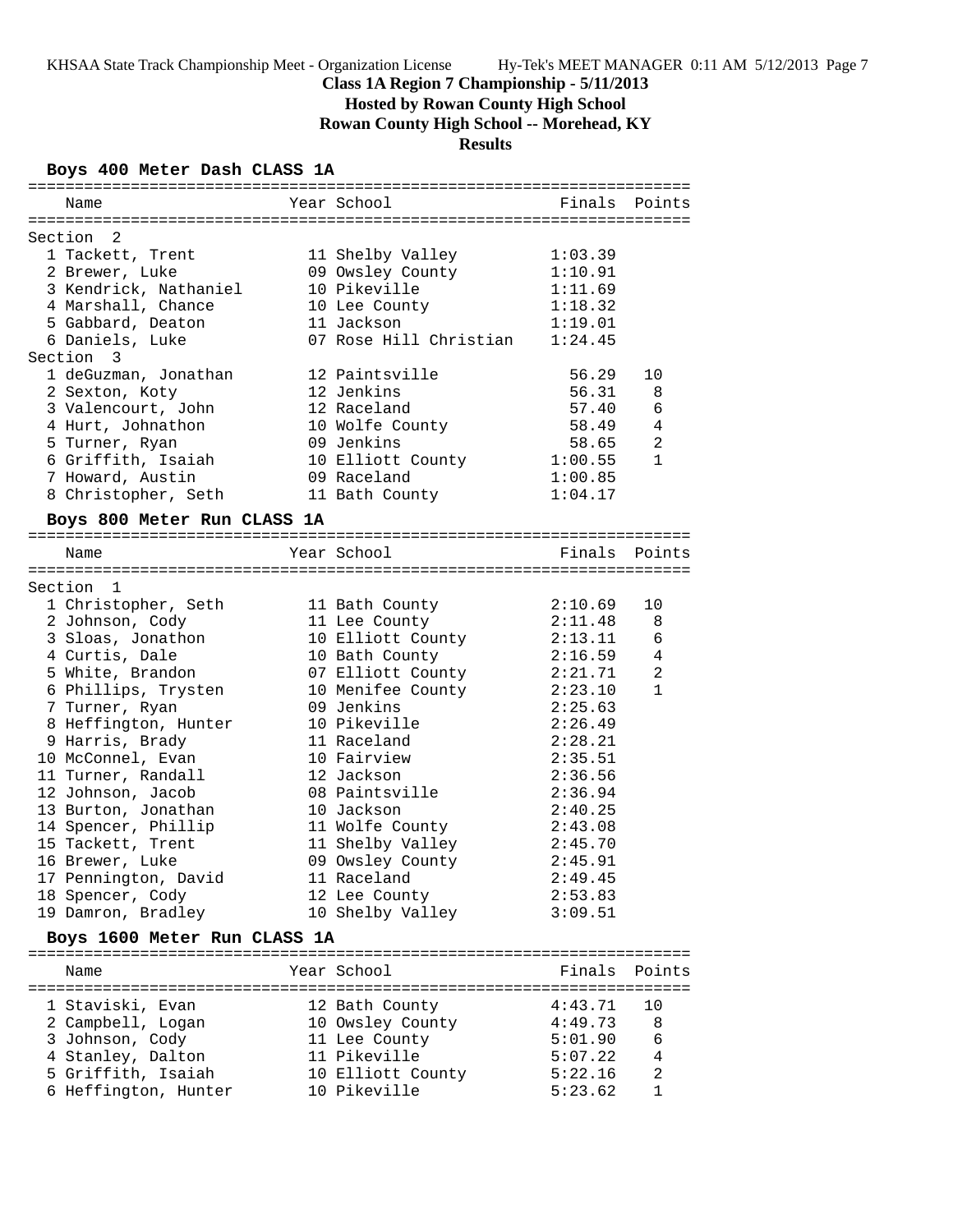**Class 1A Region 7 Championship - 5/11/2013**

**Hosted by Rowan County High School**

**Rowan County High School -- Morehead, KY**

**Results**

### Boys 400 Meter Dash CLASS 1A

| Name | Year | School | Finals | Points |
|---|---|---|---|---|
| **Section 2** | | | | |
| 1 Tackett, Trent | 11 | Shelby Valley | 1:03.39 | |
| 2 Brewer, Luke | 09 | Owsley County | 1:10.91 | |
| 3 Kendrick, Nathaniel | 10 | Pikeville | 1:11.69 | |
| 4 Marshall, Chance | 10 | Lee County | 1:18.32 | |
| 5 Gabbard, Deaton | 11 | Jackson | 1:19.01 | |
| 6 Daniels, Luke | 07 | Rose Hill Christian | 1:24.45 | |
| **Section 3** | | | | |
| 1 deGuzman, Jonathan | 12 | Paintsville | 56.29 | 10 |
| 2 Sexton, Koty | 12 | Jenkins | 56.31 | 8 |
| 3 Valencourt, John | 12 | Raceland | 57.40 | 6 |
| 4 Hurt, Johnathon | 10 | Wolfe County | 58.49 | 4 |
| 5 Turner, Ryan | 09 | Jenkins | 58.65 | 2 |
| 6 Griffith, Isaiah | 10 | Elliott County | 1:00.55 | 1 |
| 7 Howard, Austin | 09 | Raceland | 1:00.85 | |
| 8 Christopher, Seth | 11 | Bath County | 1:04.17 | |

### Boys 800 Meter Run CLASS 1A

| Name | Year | School | Finals | Points |
|---|---|---|---|---|
| **Section 1** | | | | |
| 1 Christopher, Seth | 11 | Bath County | 2:10.69 | 10 |
| 2 Johnson, Cody | 11 | Lee County | 2:11.48 | 8 |
| 3 Sloas, Jonathon | 10 | Elliott County | 2:13.11 | 6 |
| 4 Curtis, Dale | 10 | Bath County | 2:16.59 | 4 |
| 5 White, Brandon | 07 | Elliott County | 2:21.71 | 2 |
| 6 Phillips, Trysten | 10 | Menifee County | 2:23.10 | 1 |
| 7 Turner, Ryan | 09 | Jenkins | 2:25.63 | |
| 8 Heffington, Hunter | 10 | Pikeville | 2:26.49 | |
| 9 Harris, Brady | 11 | Raceland | 2:28.21 | |
| 10 McConnel, Evan | 10 | Fairview | 2:35.51 | |
| 11 Turner, Randall | 12 | Jackson | 2:36.56 | |
| 12 Johnson, Jacob | 08 | Paintsville | 2:36.94 | |
| 13 Burton, Jonathan | 10 | Jackson | 2:40.25 | |
| 14 Spencer, Phillip | 11 | Wolfe County | 2:43.08 | |
| 15 Tackett, Trent | 11 | Shelby Valley | 2:45.70 | |
| 16 Brewer, Luke | 09 | Owsley County | 2:45.91 | |
| 17 Pennington, David | 11 | Raceland | 2:49.45 | |
| 18 Spencer, Cody | 12 | Lee County | 2:53.83 | |
| 19 Damron, Bradley | 10 | Shelby Valley | 3:09.51 | |

### Boys 1600 Meter Run CLASS 1A

| Name | Year | School | Finals | Points |
|---|---|---|---|---|
| 1 Staviski, Evan | 12 | Bath County | 4:43.71 | 10 |
| 2 Campbell, Logan | 10 | Owsley County | 4:49.73 | 8 |
| 3 Johnson, Cody | 11 | Lee County | 5:01.90 | 6 |
| 4 Stanley, Dalton | 11 | Pikeville | 5:07.22 | 4 |
| 5 Griffith, Isaiah | 10 | Elliott County | 5:22.16 | 2 |
| 6 Heffington, Hunter | 10 | Pikeville | 5:23.62 | 1 |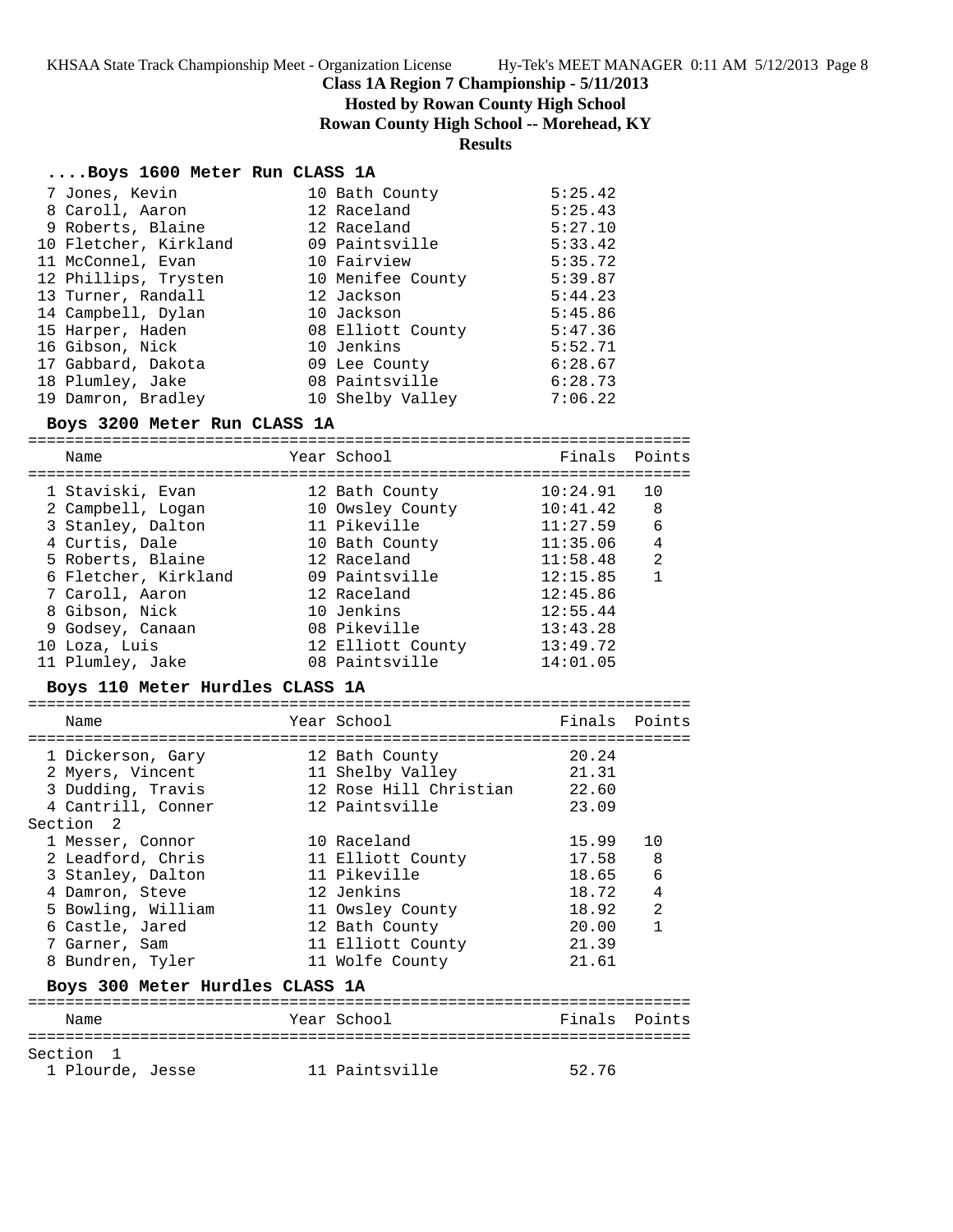**Class 1A Region 7 Championship - 5/11/2013**
**Hosted by Rowan County High School**
**Rowan County High School -- Morehead, KY**
**Results**

### ....Boys 1600 Meter Run CLASS 1A

| Place | Name | Year | School | Finals | Points |
|---|---|---|---|---|---|
| 7 | Jones, Kevin | 10 | Bath County | 5:25.42 | |
| 8 | Caroll, Aaron | 12 | Raceland | 5:25.43 | |
| 9 | Roberts, Blaine | 12 | Raceland | 5:27.10 | |
| 10 | Fletcher, Kirkland | 09 | Paintsville | 5:33.42 | |
| 11 | McConnel, Evan | 10 | Fairview | 5:35.72 | |
| 12 | Phillips, Trysten | 10 | Menifee County | 5:39.87 | |
| 13 | Turner, Randall | 12 | Jackson | 5:44.23 | |
| 14 | Campbell, Dylan | 10 | Jackson | 5:45.86 | |
| 15 | Harper, Haden | 08 | Elliott County | 5:47.36 | |
| 16 | Gibson, Nick | 10 | Jenkins | 5:52.71 | |
| 17 | Gabbard, Dakota | 09 | Lee County | 6:28.67 | |
| 18 | Plumley, Jake | 08 | Paintsville | 6:28.73 | |
| 19 | Damron, Bradley | 10 | Shelby Valley | 7:06.22 | |

### Boys 3200 Meter Run CLASS 1A

| Place | Name | Year | School | Finals | Points |
|---|---|---|---|---|---|
| 1 | Staviski, Evan | 12 | Bath County | 10:24.91 | 10 |
| 2 | Campbell, Logan | 10 | Owsley County | 10:41.42 | 8 |
| 3 | Stanley, Dalton | 11 | Pikeville | 11:27.59 | 6 |
| 4 | Curtis, Dale | 10 | Bath County | 11:35.06 | 4 |
| 5 | Roberts, Blaine | 12 | Raceland | 11:58.48 | 2 |
| 6 | Fletcher, Kirkland | 09 | Paintsville | 12:15.85 | 1 |
| 7 | Caroll, Aaron | 12 | Raceland | 12:45.86 | |
| 8 | Gibson, Nick | 10 | Jenkins | 12:55.44 | |
| 9 | Godsey, Canaan | 08 | Pikeville | 13:43.28 | |
| 10 | Loza, Luis | 12 | Elliott County | 13:49.72 | |
| 11 | Plumley, Jake | 08 | Paintsville | 14:01.05 | |

### Boys 110 Meter Hurdles CLASS 1A

| Place | Name | Year | School | Finals | Points |
|---|---|---|---|---|---|
| 1 | Dickerson, Gary | 12 | Bath County | 20.24 | |
| 2 | Myers, Vincent | 11 | Shelby Valley | 21.31 | |
| 3 | Dudding, Travis | 12 | Rose Hill Christian | 22.60 | |
| 4 | Cantrill, Conner | 12 | Paintsville | 23.09 | |
| **Section 2** | | | | | |
| 1 | Messer, Connor | 10 | Raceland | 15.99 | 10 |
| 2 | Leadford, Chris | 11 | Elliott County | 17.58 | 8 |
| 3 | Stanley, Dalton | 11 | Pikeville | 18.65 | 6 |
| 4 | Damron, Steve | 12 | Jenkins | 18.72 | 4 |
| 5 | Bowling, William | 11 | Owsley County | 18.92 | 2 |
| 6 | Castle, Jared | 12 | Bath County | 20.00 | 1 |
| 7 | Garner, Sam | 11 | Elliott County | 21.39 | |
| 8 | Bundren, Tyler | 11 | Wolfe County | 21.61 | |

### Boys 300 Meter Hurdles CLASS 1A

| Place | Name | Year | School | Finals | Points |
|---|---|---|---|---|---|
| **Section 1** | | | | | |
| 1 | Plourde, Jesse | 11 | Paintsville | 52.76 | |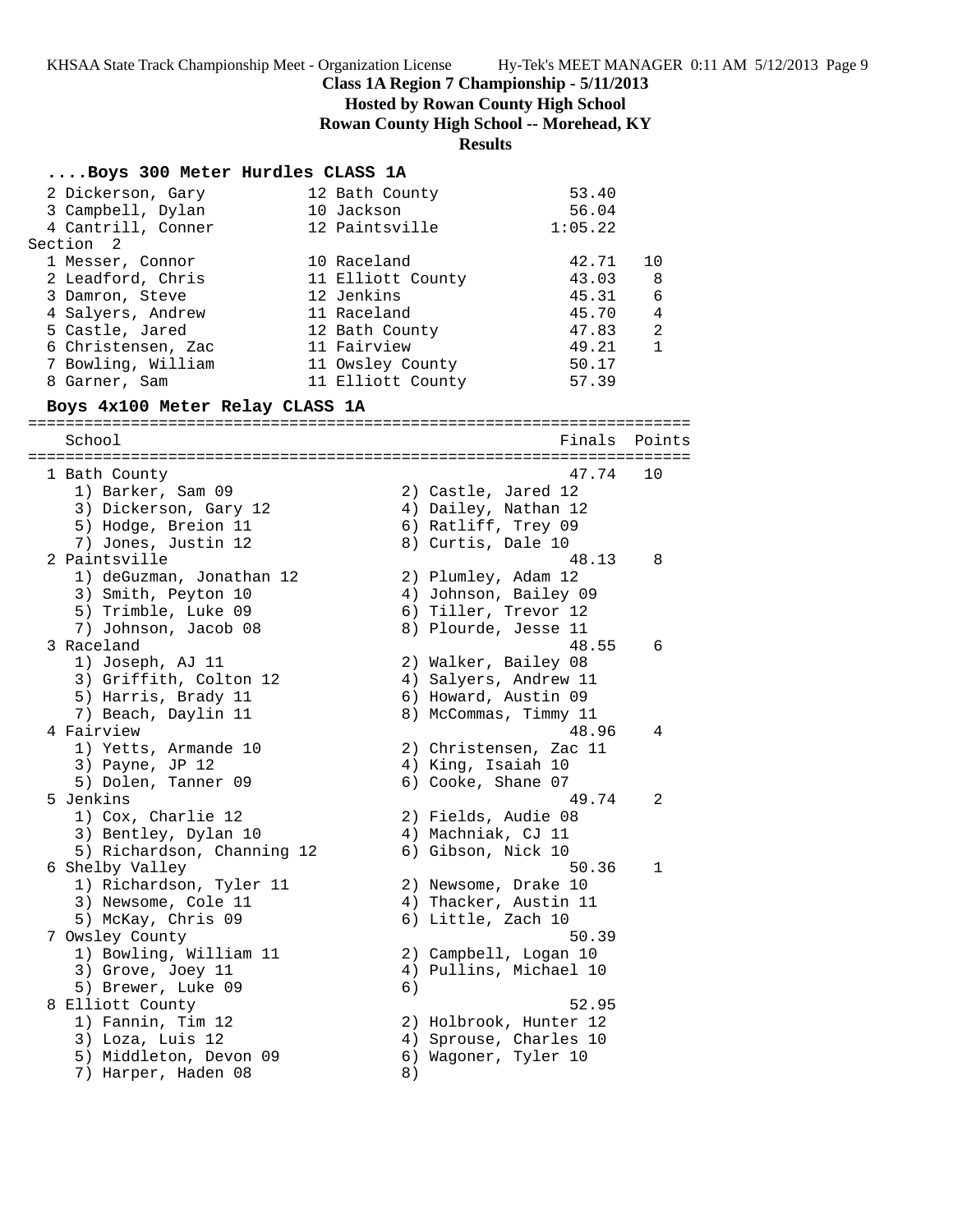**Class 1A Region 7 Championship - 5/11/2013**

**Hosted by Rowan County High School**

**Rowan County High School -- Morehead, KY**

**Results**

### ....Boys 300 Meter Hurdles CLASS 1A

| Place | Name | Yr | School | Time | Points |
|---|---|---|---|---|---|
| 2 | Dickerson, Gary | 12 | Bath County | 53.40 | |
| 3 | Campbell, Dylan | 10 | Jackson | 56.04 | |
| 4 | Cantrill, Conner | 12 | Paintsville | 1:05.22 | |

Section 2

| Place | Name | Yr | School | Time | Points |
|---|---|---|---|---|---|
| 1 | Messer, Connor | 10 | Raceland | 42.71 | 10 |
| 2 | Leadford, Chris | 11 | Elliott County | 43.03 | 8 |
| 3 | Damron, Steve | 12 | Jenkins | 45.31 | 6 |
| 4 | Salyers, Andrew | 11 | Raceland | 45.70 | 4 |
| 5 | Castle, Jared | 12 | Bath County | 47.83 | 2 |
| 6 | Christensen, Zac | 11 | Fairview | 49.21 | 1 |
| 7 | Bowling, William | 11 | Owsley County | 50.17 | |
| 8 | Garner, Sam | 11 | Elliott County | 57.39 | |

### Boys 4x100 Meter Relay CLASS 1A

| Place | School | Finals | Points |
|---|---|---|---|
| 1 | Bath County | 47.74 | 10 |
| | 1) Barker, Sam 09; 2) Castle, Jared 12; 3) Dickerson, Gary 12; 4) Dailey, Nathan 12; 5) Hodge, Breion 11; 6) Ratliff, Trey 09; 7) Jones, Justin 12; 8) Curtis, Dale 10 | | |
| 2 | Paintsville | 48.13 | 8 |
| | 1) deGuzman, Jonathan 12; 2) Plumley, Adam 12; 3) Smith, Peyton 10; 4) Johnson, Bailey 09; 5) Trimble, Luke 09; 6) Tiller, Trevor 12; 7) Johnson, Jacob 08; 8) Plourde, Jesse 11 | | |
| 3 | Raceland | 48.55 | 6 |
| | 1) Joseph, AJ 11; 2) Walker, Bailey 08; 3) Griffith, Colton 12; 4) Salyers, Andrew 11; 5) Harris, Brady 11; 6) Howard, Austin 09; 7) Beach, Daylin 11; 8) McCommas, Timmy 11 | | |
| 4 | Fairview | 48.96 | 4 |
| | 1) Yetts, Armande 10; 2) Christensen, Zac 11; 3) Payne, JP 12; 4) King, Isaiah 10; 5) Dolen, Tanner 09; 6) Cooke, Shane 07 | | |
| 5 | Jenkins | 49.74 | 2 |
| | 1) Cox, Charlie 12; 2) Fields, Audie 08; 3) Bentley, Dylan 10; 4) Machniak, CJ 11; 5) Richardson, Channing 12; 6) Gibson, Nick 10 | | |
| 6 | Shelby Valley | 50.36 | 1 |
| | 1) Richardson, Tyler 11; 2) Newsome, Drake 10; 3) Newsome, Cole 11; 4) Thacker, Austin 11; 5) McKay, Chris 09; 6) Little, Zach 10 | | |
| 7 | Owsley County | 50.39 | |
| | 1) Bowling, William 11; 2) Campbell, Logan 10; 3) Grove, Joey 11; 4) Pullins, Michael 10; 5) Brewer, Luke 09; 6) | | |
| 8 | Elliott County | 52.95 | |
| | 1) Fannin, Tim 12; 2) Holbrook, Hunter 12; 3) Loza, Luis 12; 4) Sprouse, Charles 10; 5) Middleton, Devon 09; 6) Wagoner, Tyler 10; 7) Harper, Haden 08; 8) | | |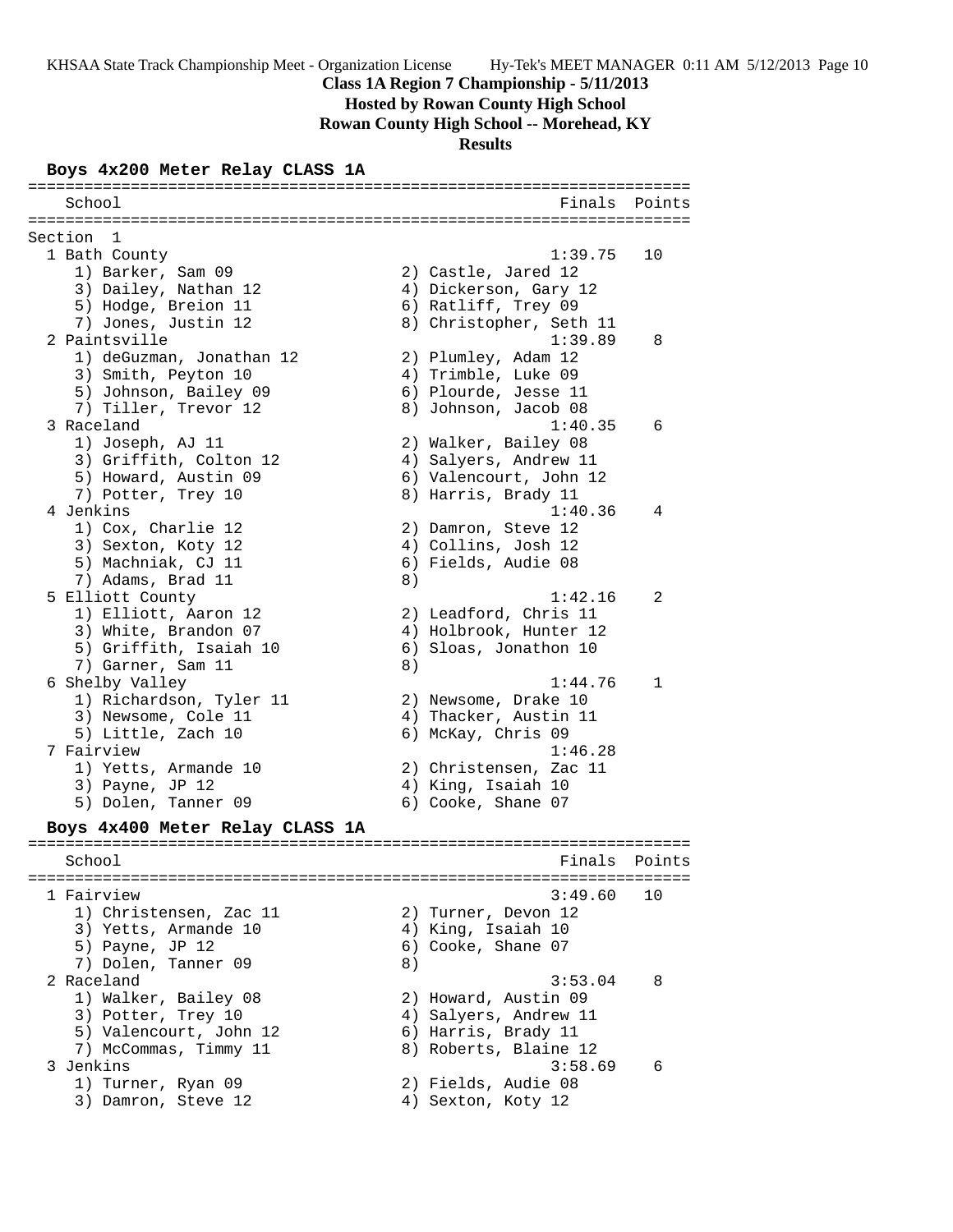**Class 1A Region 7 Championship - 5/11/2013**

**Hosted by Rowan County High School**

**Rowan County High School -- Morehead, KY**

**Results**

### Boys 4x200 Meter Relay CLASS 1A

```
=======================================================================
    School                                               Finals  Points
=======================================================================
Section  1
  1 Bath County                                         1:39.75   10
     1) Barker, Sam 09                  2) Castle, Jared 12
     3) Dailey, Nathan 12               4) Dickerson, Gary 12
     5) Hodge, Breion 11                6) Ratliff, Trey 09
     7) Jones, Justin 12                8) Christopher, Seth 11
  2 Paintsville                                         1:39.89    8
     1) deGuzman, Jonathan 12           2) Plumley, Adam 12
     3) Smith, Peyton 10                4) Trimble, Luke 09
     5) Johnson, Bailey 09              6) Plourde, Jesse 11
     7) Tiller, Trevor 12               8) Johnson, Jacob 08
  3 Raceland                                            1:40.35    6
     1) Joseph, AJ 11                   2) Walker, Bailey 08
     3) Griffith, Colton 12             4) Salyers, Andrew 11
     5) Howard, Austin 09               6) Valencourt, John 12
     7) Potter, Trey 10                 8) Harris, Brady 11
  4 Jenkins                                             1:40.36    4
     1) Cox, Charlie 12                 2) Damron, Steve 12
     3) Sexton, Koty 12                 4) Collins, Josh 12
     5) Machniak, CJ 11                 6) Fields, Audie 08
     7) Adams, Brad 11                  8)
  5 Elliott County                                      1:42.16    2
     1) Elliott, Aaron 12               2) Leadford, Chris 11
     3) White, Brandon 07               4) Holbrook, Hunter 12
     5) Griffith, Isaiah 10             6) Sloas, Jonathon 10
     7) Garner, Sam 11                  8)
  6 Shelby Valley                                       1:44.76    1
     1) Richardson, Tyler 11            2) Newsome, Drake 10
     3) Newsome, Cole 11                4) Thacker, Austin 11
     5) Little, Zach 10                 6) McKay, Chris 09
  7 Fairview                                            1:46.28
     1) Yetts, Armande 10               2) Christensen, Zac 11
     3) Payne, JP 12                    4) King, Isaiah 10
     5) Dolen, Tanner 09                6) Cooke, Shane 07
```

### Boys 4x400 Meter Relay CLASS 1A

```
=======================================================================
    School                                               Finals  Points
=======================================================================
  1 Fairview                                            3:49.60   10
     1) Christensen, Zac 11             2) Turner, Devon 12
     3) Yetts, Armande 10               4) King, Isaiah 10
     5) Payne, JP 12                    6) Cooke, Shane 07
     7) Dolen, Tanner 09                8)
  2 Raceland                                            3:53.04    8
     1) Walker, Bailey 08               2) Howard, Austin 09
     3) Potter, Trey 10                 4) Salyers, Andrew 11
     5) Valencourt, John 12             6) Harris, Brady 11
     7) McCommas, Timmy 11              8) Roberts, Blaine 12
  3 Jenkins                                             3:58.69    6
     1) Turner, Ryan 09                 2) Fields, Audie 08
     3) Damron, Steve 12                4) Sexton, Koty 12
```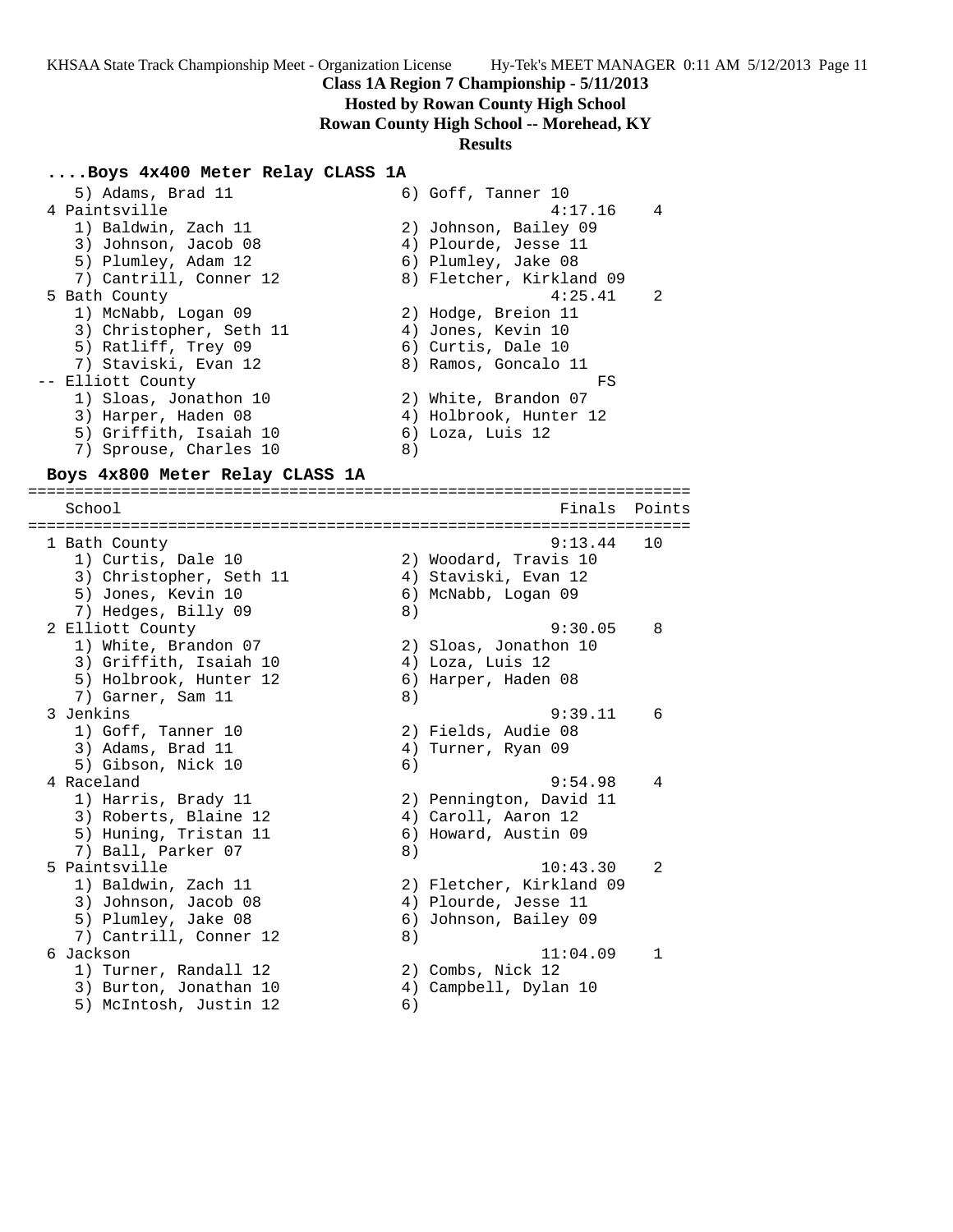**Class 1A Region 7 Championship - 5/11/2013**
**Hosted by Rowan County High School**
**Rowan County High School -- Morehead, KY**
**Results**

### ....Boys 4x400 Meter Relay CLASS 1A

```
    5) Adams, Brad 11                 6) Goff, Tanner 10
 4 Paintsville                                  4:17.16    4
    1) Baldwin, Zach 11               2) Johnson, Bailey 09
    3) Johnson, Jacob 08              4) Plourde, Jesse 11
    5) Plumley, Adam 12               6) Plumley, Jake 08
    7) Cantrill, Conner 12            8) Fletcher, Kirkland 09
 5 Bath County                                  4:25.41    2
    1) McNabb, Logan 09               2) Hodge, Breion 11
    3) Christopher, Seth 11           4) Jones, Kevin 10
    5) Ratliff, Trey 09               6) Curtis, Dale 10
    7) Staviski, Evan 12              8) Ramos, Goncalo 11
-- Elliott County                                    FS
    1) Sloas, Jonathon 10             2) White, Brandon 07
    3) Harper, Haden 08               4) Holbrook, Hunter 12
    5) Griffith, Isaiah 10            6) Loza, Luis 12
    7) Sprouse, Charles 10            8)
```

### Boys 4x800 Meter Relay CLASS 1A

```
=======================================================================
   School                                          Finals  Points
=======================================================================
 1 Bath County                                  9:13.44   10
    1) Curtis, Dale 10                2) Woodard, Travis 10
    3) Christopher, Seth 11           4) Staviski, Evan 12
    5) Jones, Kevin 10                6) McNabb, Logan 09
    7) Hedges, Billy 09               8)
 2 Elliott County                               9:30.05    8
    1) White, Brandon 07              2) Sloas, Jonathon 10
    3) Griffith, Isaiah 10            4) Loza, Luis 12
    5) Holbrook, Hunter 12            6) Harper, Haden 08
    7) Garner, Sam 11                 8)
 3 Jenkins                                      9:39.11    6
    1) Goff, Tanner 10                2) Fields, Audie 08
    3) Adams, Brad 11                 4) Turner, Ryan 09
    5) Gibson, Nick 10                6)
 4 Raceland                                     9:54.98    4
    1) Harris, Brady 11               2) Pennington, David 11
    3) Roberts, Blaine 12             4) Caroll, Aaron 12
    5) Huning, Tristan 11             6) Howard, Austin 09
    7) Ball, Parker 07                8)
 5 Paintsville                                 10:43.30    2
    1) Baldwin, Zach 11               2) Fletcher, Kirkland 09
    3) Johnson, Jacob 08              4) Plourde, Jesse 11
    5) Plumley, Jake 08               6) Johnson, Bailey 09
    7) Cantrill, Conner 12            8)
 6 Jackson                                     11:04.09    1
    1) Turner, Randall 12             2) Combs, Nick 12
    3) Burton, Jonathan 10            4) Campbell, Dylan 10
    5) McIntosh, Justin 12            6)
```